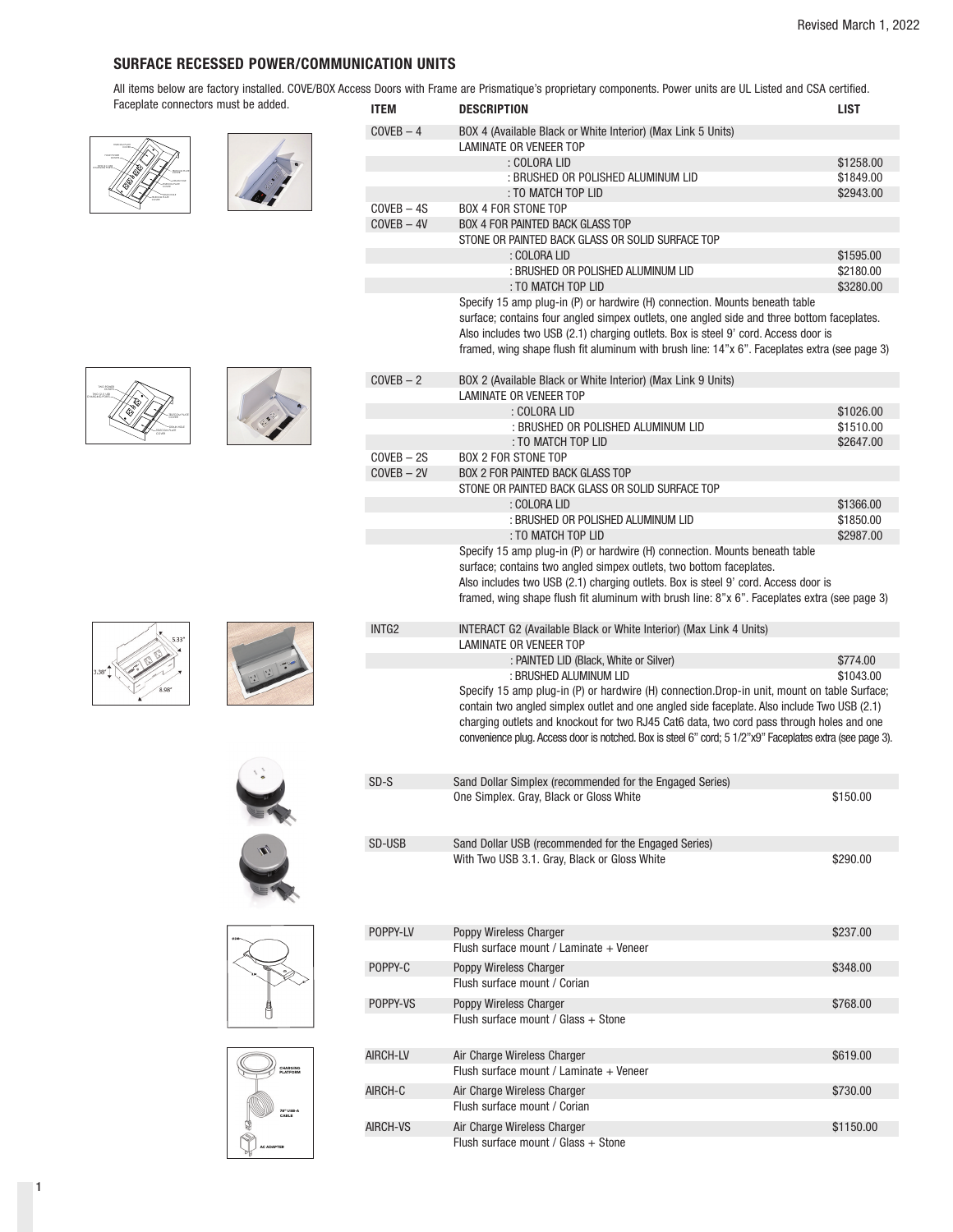## SURFACE RECESSED POWER/COMMUNICATION UNITS

All items below are factory installed. COVE/BOX Access Doors with Frame are Prismatique's proprietary components. Power units are UL Listed and CSA certified. Faceplate connectors must be added.

| ITEM | DESCRIPTION | LIST |
|---|---|---|
| COVEB – 4 | BOX 4 (Available Black or White Interior) (Max Link 5 Units) | |
| | LAMINATE OR VENEER TOP | |
| | : COLORA LID | $1258.00 |
| | : BRUSHED OR POLISHED ALUMINUM LID | $1849.00 |
| | : TO MATCH TOP LID | $2943.00 |
| COVEB – 4S | BOX 4 FOR STONE TOP | |
| COVEB – 4V | BOX 4 FOR PAINTED BACK GLASS TOP | |
| | STONE OR PAINTED BACK GLASS OR SOLID SURFACE TOP | |
| | : COLORA LID | $1595.00 |
| | : BRUSHED OR POLISHED ALUMINUM LID | $2180.00 |
| | : TO MATCH TOP LID | $3280.00 |
| | Specify 15 amp plug-in (P) or hardwire (H) connection. Mounts beneath table surface; contains four angled simpex outlets, one angled side and three bottom faceplates. Also includes two USB (2.1) charging outlets. Box is steel 9' cord. Access door is framed, wing shape flush fit aluminum with brush line: 14"x 6". Faceplates extra (see page 3) | |
| COVEB – 2 | BOX 2 (Available Black or White Interior) (Max Link 9 Units) | |
| | LAMINATE OR VENEER TOP | |
| | : COLORA LID | $1026.00 |
| | : BRUSHED OR POLISHED ALUMINUM LID | $1510.00 |
| | : TO MATCH TOP LID | $2647.00 |
| COVEB – 2S | BOX 2 FOR STONE TOP | |
| COVEB – 2V | BOX 2 FOR PAINTED BACK GLASS TOP | |
| | STONE OR PAINTED BACK GLASS OR SOLID SURFACE TOP | |
| | : COLORA LID | $1366.00 |
| | : BRUSHED OR POLISHED ALUMINUM LID | $1850.00 |
| | : TO MATCH TOP LID | $2987.00 |
| | Specify 15 amp plug-in (P) or hardwire (H) connection. Mounts beneath table surface; contains two angled simpex outlets, two bottom faceplates. Also includes two USB (2.1) charging outlets. Box is steel 9' cord. Access door is framed, wing shape flush fit aluminum with brush line: 8"x 6". Faceplates extra (see page 3) | |
| INTG2 | INTERACT G2 (Available Black or White Interior) (Max Link 4 Units) | |
| | LAMINATE OR VENEER TOP | |
| | : PAINTED LID (Black, White or Silver) | $774.00 |
| | : BRUSHED ALUMINUM LID | $1043.00 |
| | Specify 15 amp plug-in (P) or hardwire (H) connection.Drop-in unit, mount on table Surface; contain two angled simplex outlet and one angled side faceplate. Also include Two USB (2.1) charging outlets and knockout for two RJ45 Cat6 data, two cord pass through holes and one convenience plug. Access door is notched. Box is steel 6" cord; 5 1/2"x9" Faceplates extra (see page 3). | |
| SD-S | Sand Dollar Simplex (recommended for the Engaged Series) | |
| | One Simplex. Gray, Black or Gloss White | $150.00 |
| SD-USB | Sand Dollar USB (recommended for the Engaged Series) | |
| | With Two USB 3.1. Gray, Black or Gloss White | $290.00 |
| POPPY-LV | Poppy Wireless Charger | $237.00 |
| | Flush surface mount / Laminate + Veneer | |
| POPPY-C | Poppy Wireless Charger | $348.00 |
| | Flush surface mount / Corian | |
| POPPY-VS | Poppy Wireless Charger | $768.00 |
| | Flush surface mount / Glass + Stone | |
| AIRCH-LV | Air Charge Wireless Charger | $619.00 |
| | Flush surface mount / Laminate + Veneer | |
| AIRCH-C | Air Charge Wireless Charger | $730.00 |
| | Flush surface mount / Corian | |
| AIRCH-VS | Air Charge Wireless Charger | $1150.00 |
| | Flush surface mount / Glass + Stone | |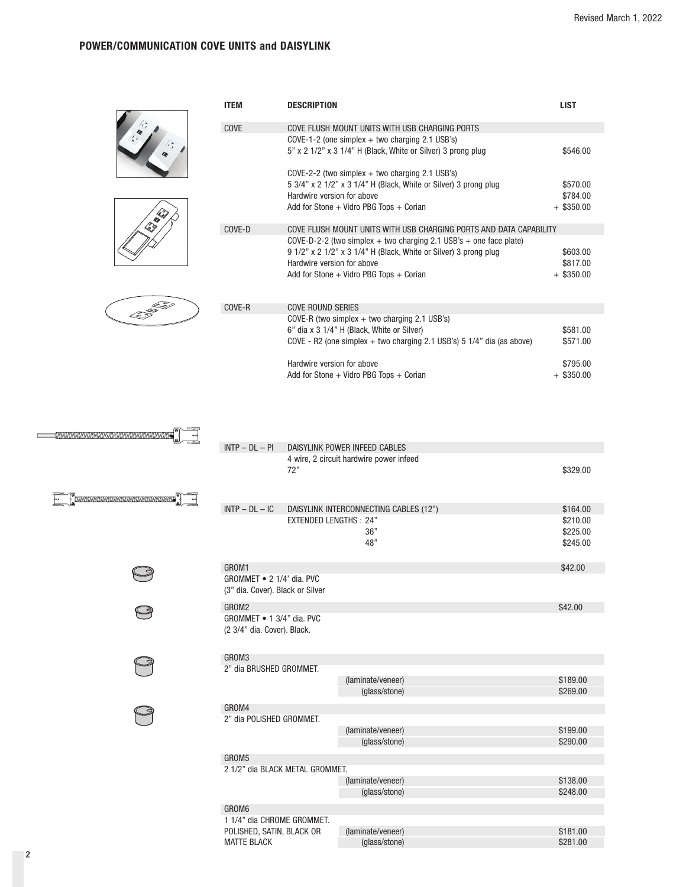## POWER/COMMUNICATION COVE UNITS and DAISYLINK

| ITEM | DESCRIPTION | LIST |
|---|---|---|
| COVE | COVE FLUSH MOUNT UNITS WITH USB CHARGING PORTS | |
| | COVE-1-2 (one simplex + two charging 2.1 USB's) | |
| | 5" x 2 1/2" x 3 1/4" H (Black, White or Silver) 3 prong plug | $546.00 |
| | COVE-2-2 (two simplex + two charging 2.1 USB's) | |
| | 5 3/4" x 2 1/2" x 3 1/4" H (Black, White or Silver) 3 prong plug | $570.00 |
| | Hardwire version for above | $784.00 |
| | Add for Stone + Vidro PBG Tops + Corian | + $350.00 |
| COVE-D | COVE FLUSH MOUNT UNITS WITH USB CHARGING PORTS AND DATA CAPABILITY | |
| | COVE-D-2-2 (two simplex + two charging 2.1 USB's + one face plate) | |
| | 9 1/2" x 2 1/2" x 3 1/4" H (Black, White or Silver) 3 prong plug | $603.00 |
| | Hardwire version for above | $817.00 |
| | Add for Stone + Vidro PBG Tops + Corian | + $350.00 |
| COVE-R | COVE ROUND SERIES | |
| | COVE-R (two simplex + two charging 2.1 USB's) | |
| | 6" dia x 3 1/4" H (Black, White or Silver) | $581.00 |
| | COVE - R2 (one simplex + two charging 2.1 USB's) 5 1/4" dia (as above) | $571.00 |
| | Hardwire version for above | $795.00 |
| | Add for Stone + Vidro PBG Tops + Corian | + $350.00 |
| INTP – DL – PI | DAISYLINK POWER INFEED CABLES | |
| | 4 wire, 2 circuit hardwire power infeed | |
| | 72" | $329.00 |
| INTP – DL – IC | DAISYLINK INTERCONNECTING CABLES (12") | $164.00 |
| | EXTENDED LENGTHS : 24" | $210.00 |
| | 36" | $225.00 |
| | 48" | $245.00 |

| ITEM | | LIST |
|---|---|---|
| GROM1<br>GROMMET • 2 1/4' dia. PVC<br>(3" dia. Cover). Black or Silver | | $42.00 |
| GROM2<br>GROMMET • 1 3/4" dia. PVC<br>(2 3/4" dia. Cover). Black. | | $42.00 |
| GROM3<br>2" dia BRUSHED GROMMET. | (laminate/veneer) | $189.00 |
| | (glass/stone) | $269.00 |
| GROM4<br>2" dia POLISHED GROMMET. | (laminate/veneer) | $199.00 |
| | (glass/stone) | $290.00 |
| GROM5<br>2 1/2" dia BLACK METAL GROMMET. | (laminate/veneer) | $138.00 |
| | (glass/stone) | $248.00 |
| GROM6<br>1 1/4" dia CHROME GROMMET.<br>POLISHED, SATIN, BLACK OR<br>MATTE BLACK | (laminate/veneer) | $181.00 |
| | (glass/stone) | $281.00 |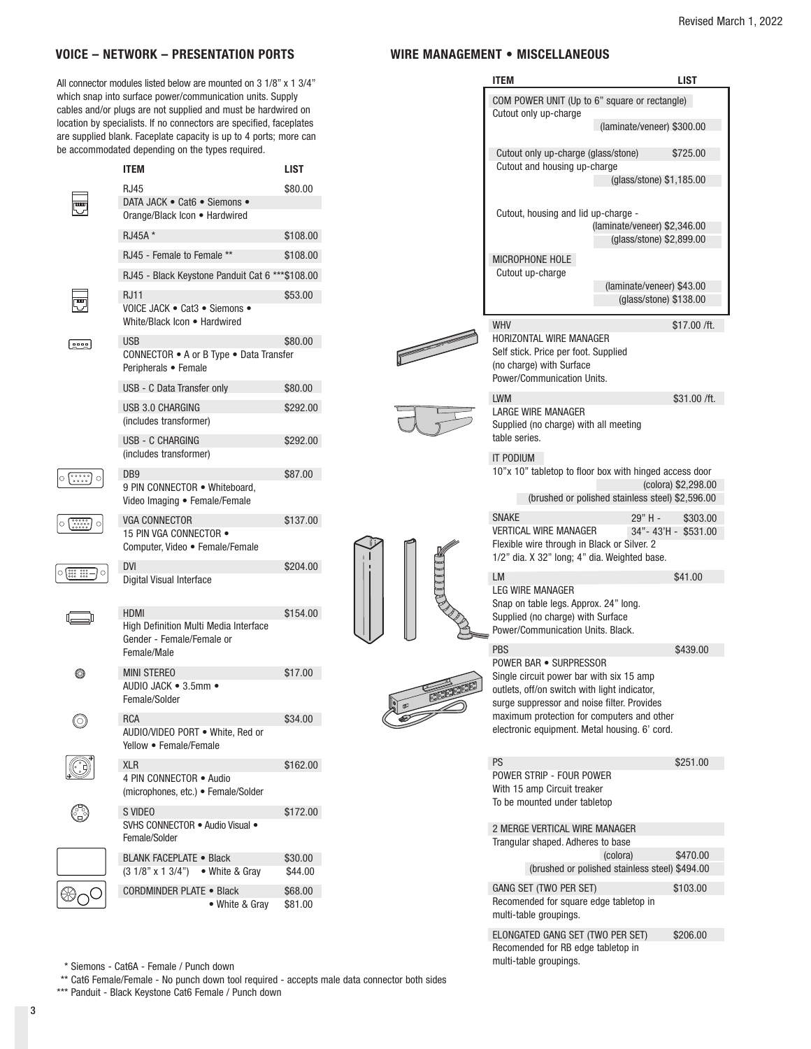## VOICE – NETWORK – PRESENTATION PORTS

All connector modules listed below are mounted on 3 1/8" x 1 3/4" which snap into surface power/communication units. Supply cables and/or plugs are not supplied and must be hardwired on location by specialists. If no connectors are specified, faceplates are supplied blank. Faceplate capacity is up to 4 ports; more can be accommodated depending on the types required.

| ITEM | LIST |
|---|---|
| RJ45<br>DATA JACK • Cat6 • Siemons • Orange/Black Icon • Hardwired | $80.00 |
| RJ45A * | $108.00 |
| RJ45 - Female to Female ** | $108.00 |
| RJ45 - Black Keystone Panduit Cat 6 *** | $108.00 |
| RJ11<br>VOICE JACK • Cat3 • Siemons • White/Black Icon • Hardwired | $53.00 |
| USB<br>CONNECTOR • A or B Type • Data Transfer Peripherals • Female | $80.00 |
| USB - C Data Transfer only | $80.00 |
| USB 3.0 CHARGING<br>(includes transformer) | $292.00 |
| USB - C CHARGING<br>(includes transformer) | $292.00 |
| DB9<br>9 PIN CONNECTOR • Whiteboard, Video Imaging • Female/Female | $87.00 |
| VGA CONNECTOR<br>15 PIN VGA CONNECTOR • Computer, Video • Female/Female | $137.00 |
| DVI<br>Digital Visual Interface | $204.00 |
| HDMI<br>High Definition Multi Media Interface Gender - Female/Female or Female/Male | $154.00 |
| MINI STEREO<br>AUDIO JACK • 3.5mm • Female/Solder | $17.00 |
| RCA<br>AUDIO/VIDEO PORT • White, Red or Yellow • Female/Female | $34.00 |
| XLR<br>4 PIN CONNECTOR • Audio (microphones, etc.) • Female/Solder | $162.00 |
| S VIDEO<br>SVHS CONNECTOR • Audio Visual • Female/Solder | $172.00 |
| BLANK FACEPLATE • Black<br>(3 1/8" x 1 3/4") • White & Gray | $30.00<br>$44.00 |
| CORDMINDER PLATE • Black<br>• White & Gray | $68.00<br>$81.00 |

\* Siemons - Cat6A - Female / Punch down
** Cat6 Female/Female - No punch down tool required - accepts male data connector both sides
*** Panduit - Black Keystone Cat6 Female / Punch down

## WIRE MANAGEMENT • MISCELLANEOUS

| ITEM | LIST |
|---|---|
| COM POWER UNIT (Up to 6" square or rectangle)<br>Cutout only up-charge (laminate/veneer) | $300.00 |
| Cutout only up-charge (glass/stone) | $725.00 |
| Cutout and housing up-charge (glass/stone) | $1,185.00 |
| Cutout, housing and lid up-charge - (laminate/veneer) | $2,346.00 |
| (glass/stone) | $2,899.00 |
| MICROPHONE HOLE<br>Cutout up-charge (laminate/veneer) | $43.00 |
| (glass/stone) | $138.00 |
| WHV<br>HORIZONTAL WIRE MANAGER<br>Self stick. Price per foot. Supplied (no charge) with Surface Power/Communication Units. | $17.00 /ft. |
| LWM<br>LARGE WIRE MANAGER<br>Supplied (no charge) with all meeting table series. | $31.00 /ft. |
| IT PODIUM<br>10"x 10" tabletop to floor box with hinged access door (colora) | $2,298.00 |
| (brushed or polished stainless steel) | $2,596.00 |
| SNAKE<br>VERTICAL WIRE MANAGER<br>Flexible wire through in Black or Silver. 2 1/2" dia. X 32" long; 4" dia. Weighted base. | 29" H - $303.00<br>34"- 43'H - $531.00 |
| LM<br>LEG WIRE MANAGER<br>Snap on table legs. Approx. 24" long. Supplied (no charge) with Surface Power/Communication Units. Black. | $41.00 |
| PBS<br>POWER BAR • SURPRESSOR<br>Single circuit power bar with six 15 amp outlets, off/on switch with light indicator, surge suppressor and noise filter. Provides maximum protection for computers and other electronic equipment. Metal housing. 6' cord. | $439.00 |
| PS<br>POWER STRIP - FOUR POWER<br>With 15 amp Circuit treaker<br>To be mounted under tabletop | $251.00 |
| 2 MERGE VERTICAL WIRE MANAGER<br>Trangular shaped. Adheres to base (colora) | $470.00 |
| (brushed or polished stainless steel) | $494.00 |
| GANG SET (TWO PER SET)<br>Recomended for square edge tabletop in multi-table groupings. | $103.00 |
| ELONGATED GANG SET (TWO PER SET)<br>Recomended for RB edge tabletop in multi-table groupings. | $206.00 |